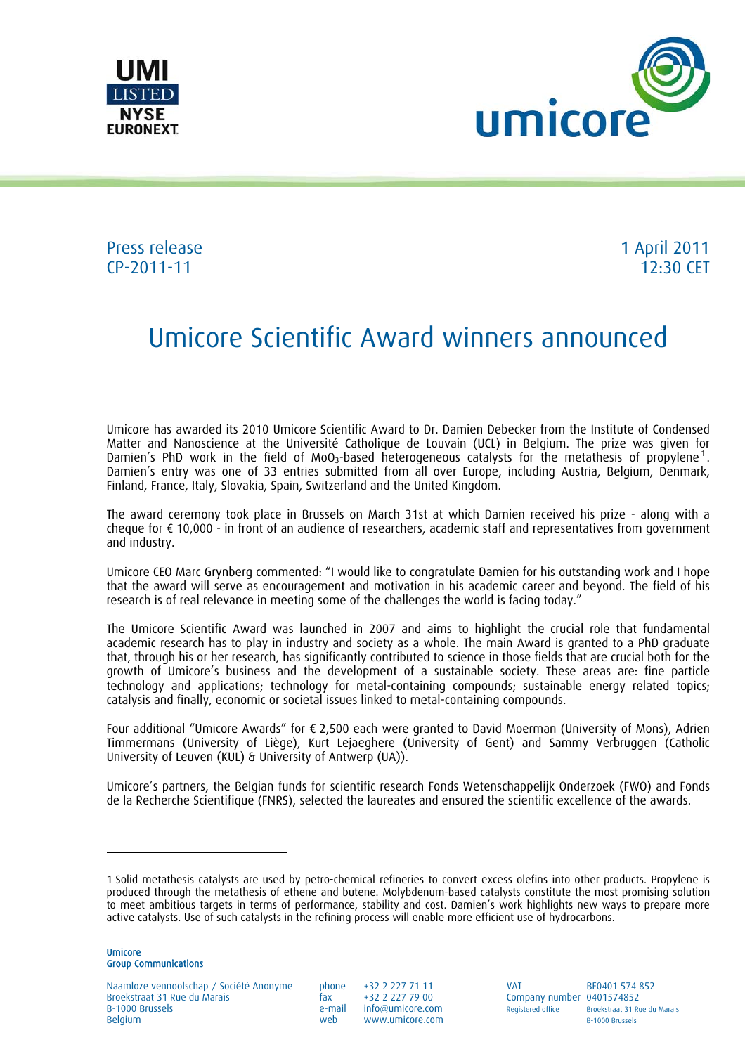Press release
CP-2011-11

1 April 2011
12:30 CET

# Umicore Scientific Award winners announced

Umicore has awarded its 2010 Umicore Scientific Award to Dr. Damien Debecker from the Institute of Condensed Matter and Nanoscience at the Université Catholique de Louvain (UCL) in Belgium. The prize was given for Damien's PhD work in the field of $MoO_3$-based heterogeneous catalysts for the metathesis of propylene[1]. Damien's entry was one of 33 entries submitted from all over Europe, including Austria, Belgium, Denmark, Finland, France, Italy, Slovakia, Spain, Switzerland and the United Kingdom.

The award ceremony took place in Brussels on March 31st at which Damien received his prize - along with a cheque for € 10,000 - in front of an audience of researchers, academic staff and representatives from government and industry.

Umicore CEO Marc Grynberg commented: "I would like to congratulate Damien for his outstanding work and I hope that the award will serve as encouragement and motivation in his academic career and beyond. The field of his research is of real relevance in meeting some of the challenges the world is facing today."

The Umicore Scientific Award was launched in 2007 and aims to highlight the crucial role that fundamental academic research has to play in industry and society as a whole. The main Award is granted to a PhD graduate that, through his or her research, has significantly contributed to science in those fields that are crucial both for the growth of Umicore's business and the development of a sustainable society. These areas are: fine particle technology and applications; technology for metal-containing compounds; sustainable energy related topics; catalysis and finally, economic or societal issues linked to metal-containing compounds.

Four additional "Umicore Awards" for € 2,500 each were granted to David Moerman (University of Mons), Adrien Timmermans (University of Liège), Kurt Lejaeghere (University of Gent) and Sammy Verbruggen (Catholic University of Leuven (KUL) & University of Antwerp (UA)).

Umicore's partners, the Belgian funds for scientific research Fonds Wetenschappelijk Onderzoek (FWO) and Fonds de la Recherche Scientifique (FNRS), selected the laureates and ensured the scientific excellence of the awards.

---

1 Solid metathesis catalysts are used by petro-chemical refineries to convert excess olefins into other products. Propylene is produced through the metathesis of ethene and butene. Molybdenum-based catalysts constitute the most promising solution to meet ambitious targets in terms of performance, stability and cost. Damien's work highlights new ways to prepare more active catalysts. Use of such catalysts in the refining process will enable more efficient use of hydrocarbons.

**Umicore**
**Group Communications**

Naamloze vennootschap / Société Anonyme
Broekstraat 31 Rue du Marais
B-1000 Brussels
Belgium

phone +32 2 227 71 11
fax +32 2 227 79 00
e-mail info@umicore.com
web www.umicore.com

VAT BE0401 574 852
Company number 0401574852
Registered office Broekstraat 31 Rue du Marais B-1000 Brussels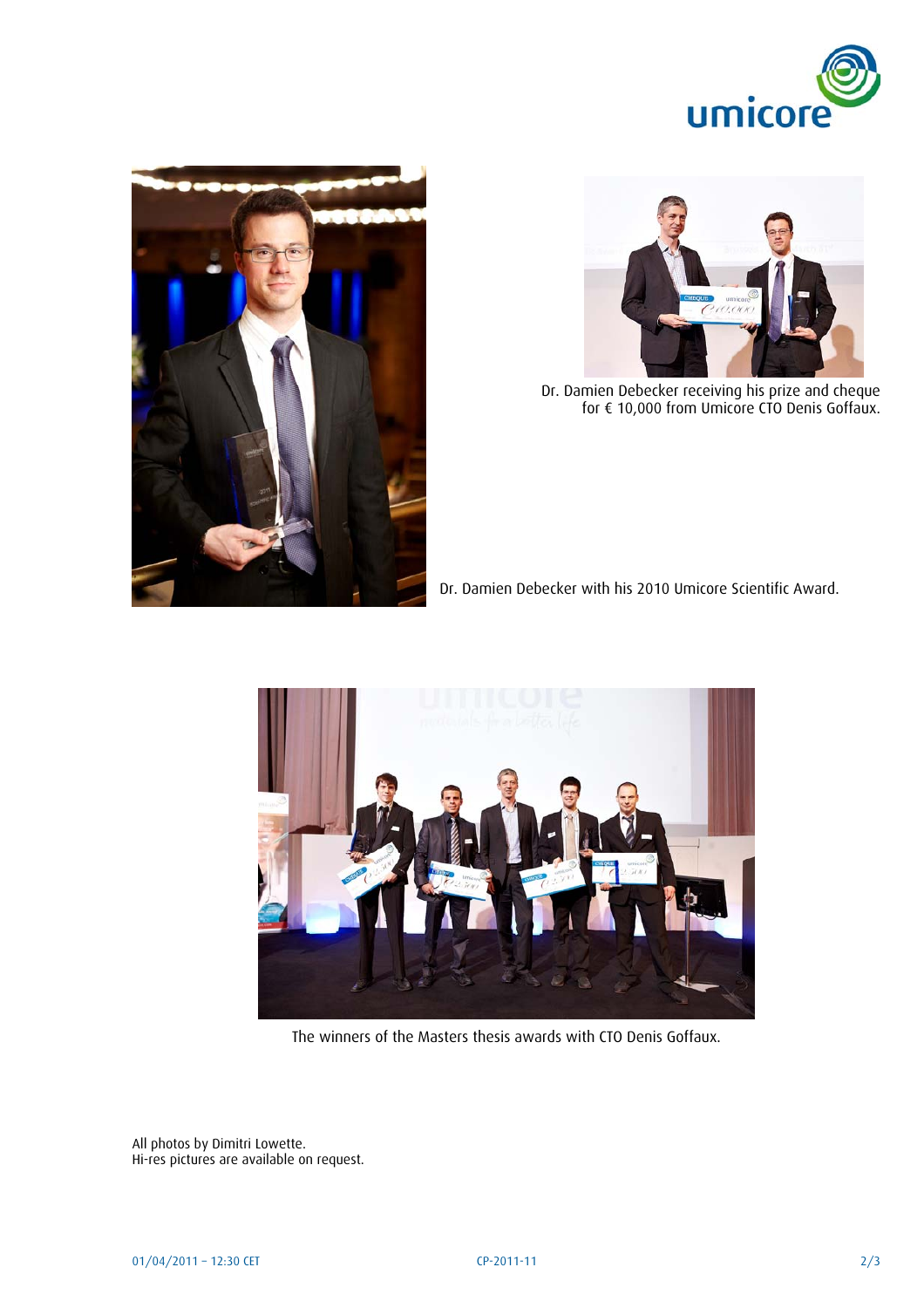Dr. Damien Debecker receiving his prize and cheque for € 10,000 from Umicore CTO Denis Goffaux.

Dr. Damien Debecker with his 2010 Umicore Scientific Award.

The winners of the Masters thesis awards with CTO Denis Goffaux.

All photos by Dimitri Lowette.
Hi-res pictures are available on request.

01/04/2011 – 12:30 CET CP-2011-11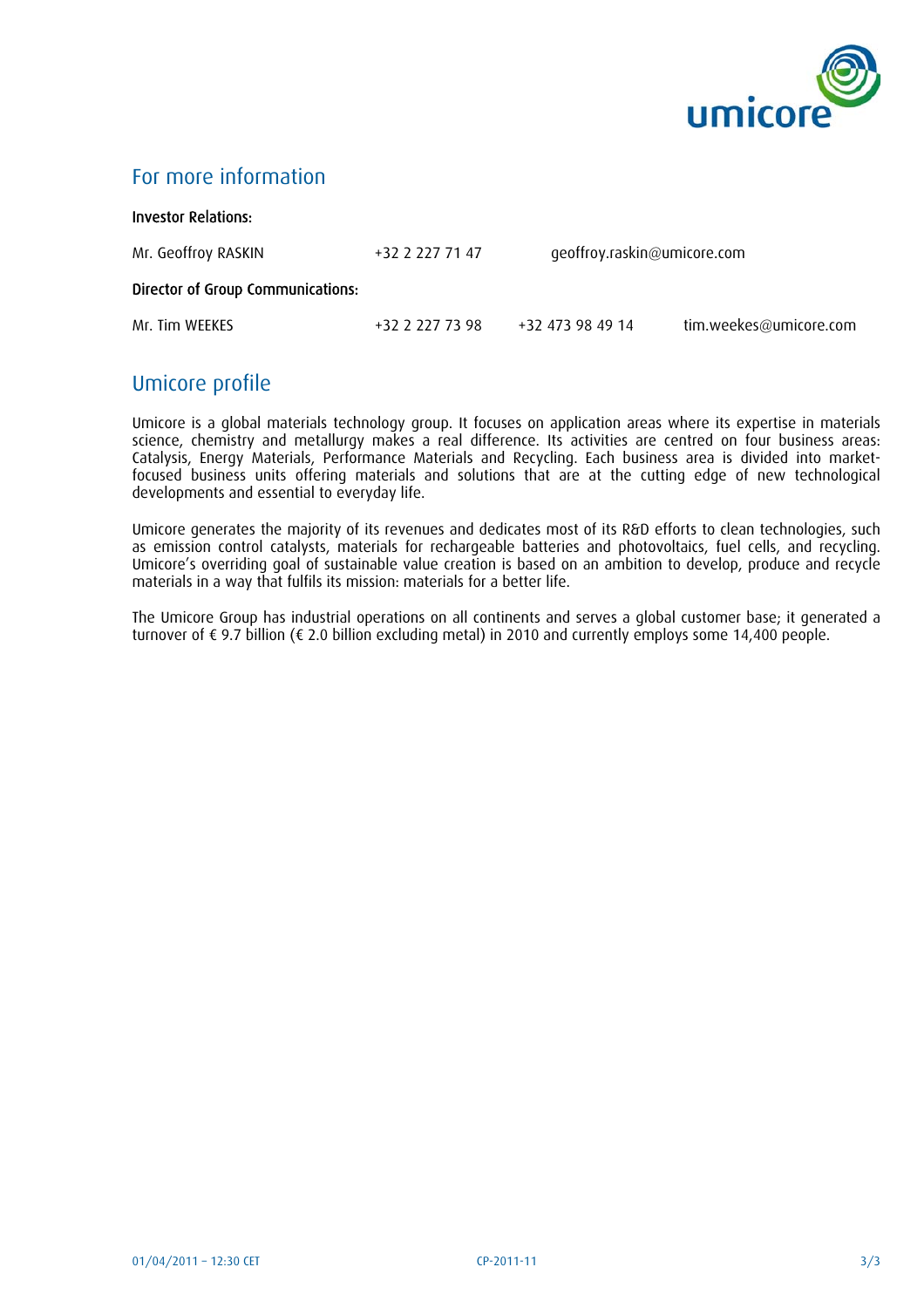## For more information

**Investor Relations:**

| | | | |
|---|---|---|---|
| Mr. Geoffroy RASKIN | +32 2 227 71 47 | geoffroy.raskin@umicore.com | |

**Director of Group Communications:**

| | | | |
|---|---|---|---|
| Mr. Tim WEEKES | +32 2 227 73 98 | +32 473 98 49 14 | tim.weekes@umicore.com |

## Umicore profile

Umicore is a global materials technology group. It focuses on application areas where its expertise in materials science, chemistry and metallurgy makes a real difference. Its activities are centred on four business areas: Catalysis, Energy Materials, Performance Materials and Recycling. Each business area is divided into market-focused business units offering materials and solutions that are at the cutting edge of new technological developments and essential to everyday life.

Umicore generates the majority of its revenues and dedicates most of its R&D efforts to clean technologies, such as emission control catalysts, materials for rechargeable batteries and photovoltaics, fuel cells, and recycling. Umicore's overriding goal of sustainable value creation is based on an ambition to develop, produce and recycle materials in a way that fulfils its mission: materials for a better life.

The Umicore Group has industrial operations on all continents and serves a global customer base; it generated a turnover of € 9.7 billion (€ 2.0 billion excluding metal) in 2010 and currently employs some 14,400 people.